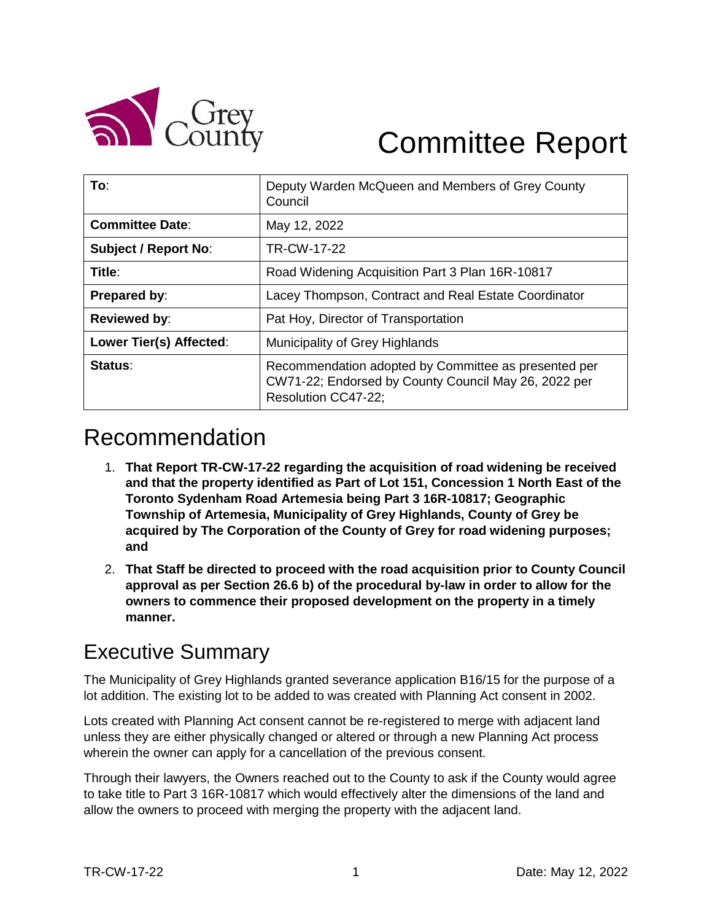# Committee Report

| **To**: | Deputy Warden McQueen and Members of Grey County Council |
|---|---|
| **Committee Date**: | May 12, 2022 |
| **Subject / Report No**: | TR-CW-17-22 |
| **Title**: | Road Widening Acquisition Part 3 Plan 16R-10817 |
| **Prepared by**: | Lacey Thompson, Contract and Real Estate Coordinator |
| **Reviewed by**: | Pat Hoy, Director of Transportation |
| **Lower Tier(s) Affected**: | Municipality of Grey Highlands |
| **Status**: | Recommendation adopted by Committee as presented per CW71-22; Endorsed by County Council May 26, 2022 per Resolution CC47-22; |

## Recommendation

1. **That Report TR-CW-17-22 regarding the acquisition of road widening be received and that the property identified as Part of Lot 151, Concession 1 North East of the Toronto Sydenham Road Artemesia being Part 3 16R-10817; Geographic Township of Artemesia, Municipality of Grey Highlands, County of Grey be acquired by The Corporation of the County of Grey for road widening purposes; and**
2. **That Staff be directed to proceed with the road acquisition prior to County Council approval as per Section 26.6 b) of the procedural by-law in order to allow for the owners to commence their proposed development on the property in a timely manner.**

## Executive Summary

The Municipality of Grey Highlands granted severance application B16/15 for the purpose of a lot addition. The existing lot to be added to was created with Planning Act consent in 2002.

Lots created with Planning Act consent cannot be re-registered to merge with adjacent land unless they are either physically changed or altered or through a new Planning Act process wherein the owner can apply for a cancellation of the previous consent.

Through their lawyers, the Owners reached out to the County to ask if the County would agree to take title to Part 3 16R-10817 which would effectively alter the dimensions of the land and allow the owners to proceed with merging the property with the adjacent land.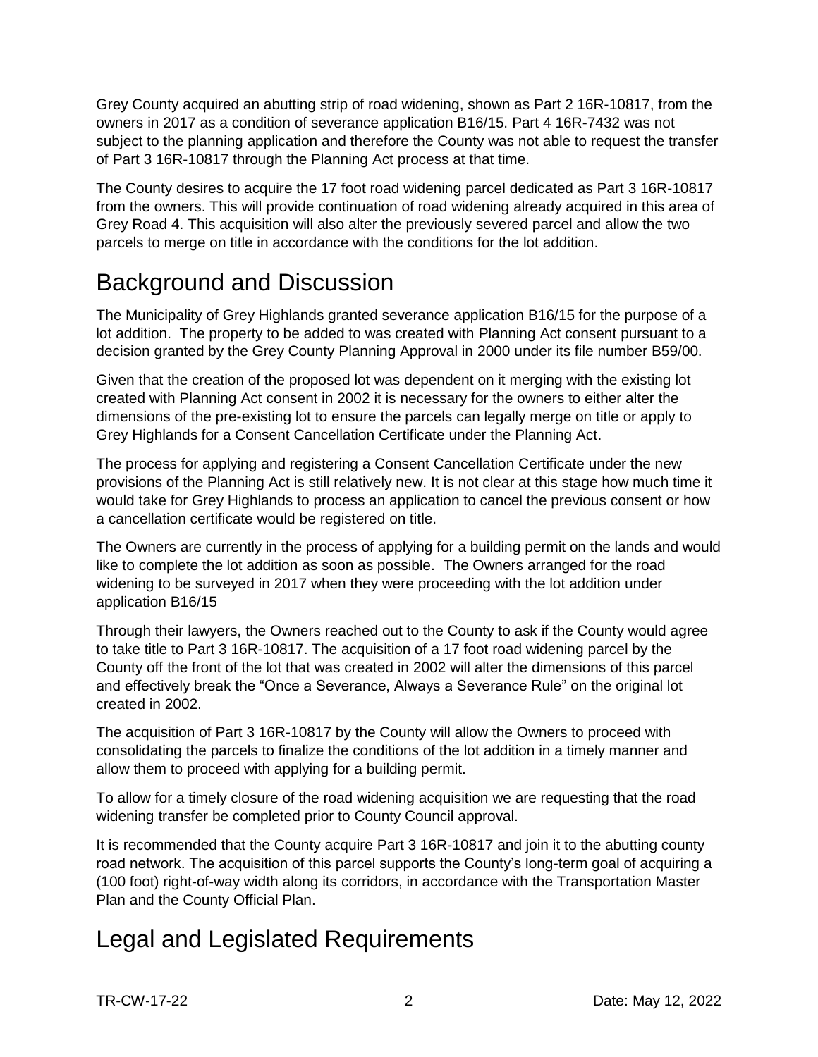Grey County acquired an abutting strip of road widening, shown as Part 2 16R-10817, from the owners in 2017 as a condition of severance application B16/15. Part 4 16R-7432 was not subject to the planning application and therefore the County was not able to request the transfer of Part 3 16R-10817 through the Planning Act process at that time.

The County desires to acquire the 17 foot road widening parcel dedicated as Part 3 16R-10817 from the owners. This will provide continuation of road widening already acquired in this area of Grey Road 4. This acquisition will also alter the previously severed parcel and allow the two parcels to merge on title in accordance with the conditions for the lot addition.

# Background and Discussion

The Municipality of Grey Highlands granted severance application B16/15 for the purpose of a lot addition. The property to be added to was created with Planning Act consent pursuant to a decision granted by the Grey County Planning Approval in 2000 under its file number B59/00.

Given that the creation of the proposed lot was dependent on it merging with the existing lot created with Planning Act consent in 2002 it is necessary for the owners to either alter the dimensions of the pre-existing lot to ensure the parcels can legally merge on title or apply to Grey Highlands for a Consent Cancellation Certificate under the Planning Act.

The process for applying and registering a Consent Cancellation Certificate under the new provisions of the Planning Act is still relatively new. It is not clear at this stage how much time it would take for Grey Highlands to process an application to cancel the previous consent or how a cancellation certificate would be registered on title.

The Owners are currently in the process of applying for a building permit on the lands and would like to complete the lot addition as soon as possible. The Owners arranged for the road widening to be surveyed in 2017 when they were proceeding with the lot addition under application B16/15

Through their lawyers, the Owners reached out to the County to ask if the County would agree to take title to Part 3 16R-10817. The acquisition of a 17 foot road widening parcel by the County off the front of the lot that was created in 2002 will alter the dimensions of this parcel and effectively break the "Once a Severance, Always a Severance Rule" on the original lot created in 2002.

The acquisition of Part 3 16R-10817 by the County will allow the Owners to proceed with consolidating the parcels to finalize the conditions of the lot addition in a timely manner and allow them to proceed with applying for a building permit.

To allow for a timely closure of the road widening acquisition we are requesting that the road widening transfer be completed prior to County Council approval.

It is recommended that the County acquire Part 3 16R-10817 and join it to the abutting county road network. The acquisition of this parcel supports the County's long-term goal of acquiring a (100 foot) right-of-way width along its corridors, in accordance with the Transportation Master Plan and the County Official Plan.

# Legal and Legislated Requirements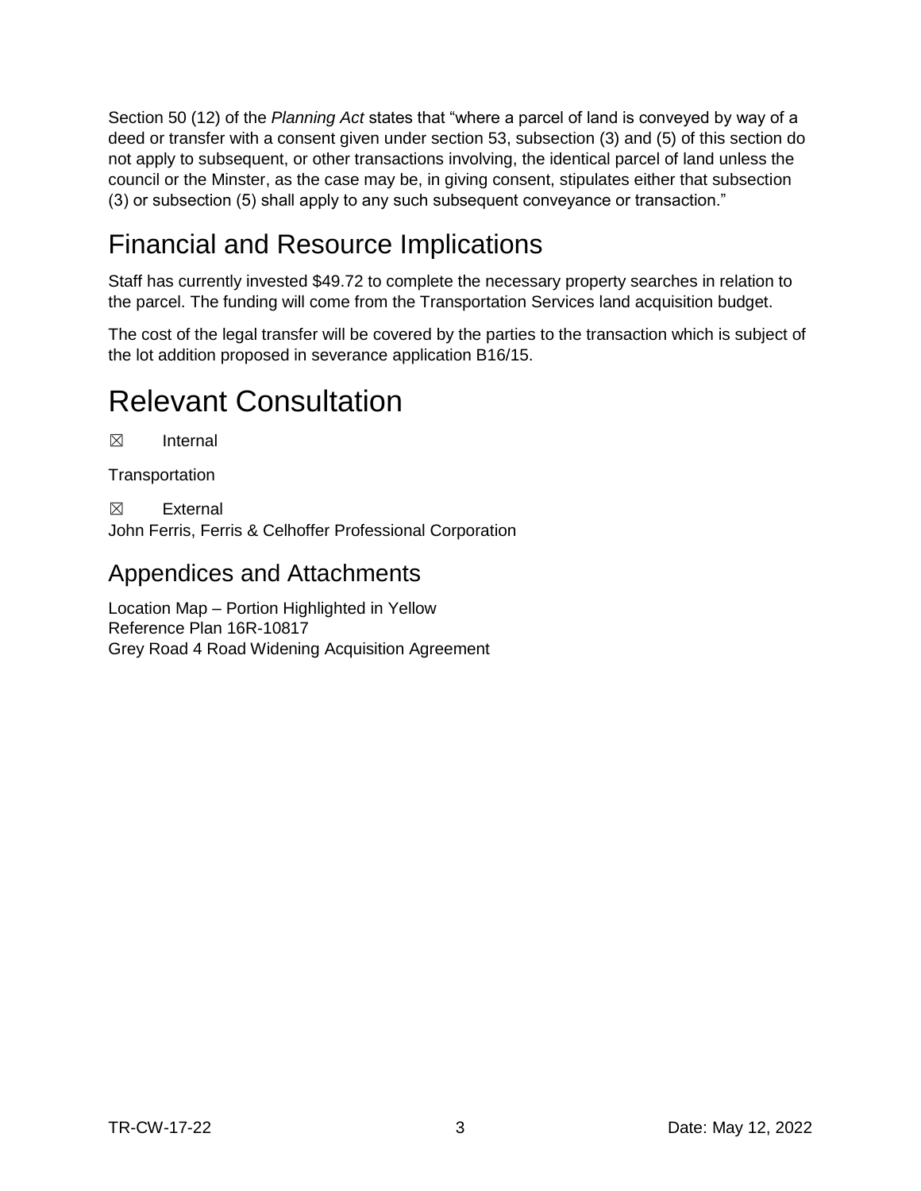Section 50 (12) of the *Planning Act* states that "where a parcel of land is conveyed by way of a deed or transfer with a consent given under section 53, subsection (3) and (5) of this section do not apply to subsequent, or other transactions involving, the identical parcel of land unless the council or the Minster, as the case may be, in giving consent, stipulates either that subsection (3) or subsection (5) shall apply to any such subsequent conveyance or transaction."

## Financial and Resource Implications

Staff has currently invested $49.72 to complete the necessary property searches in relation to the parcel. The funding will come from the Transportation Services land acquisition budget.

The cost of the legal transfer will be covered by the parties to the transaction which is subject of the lot addition proposed in severance application B16/15.

# Relevant Consultation

☒ Internal

Transportation

☒ External
John Ferris, Ferris & Celhoffer Professional Corporation

## Appendices and Attachments

Location Map – Portion Highlighted in Yellow
Reference Plan 16R-10817
Grey Road 4 Road Widening Acquisition Agreement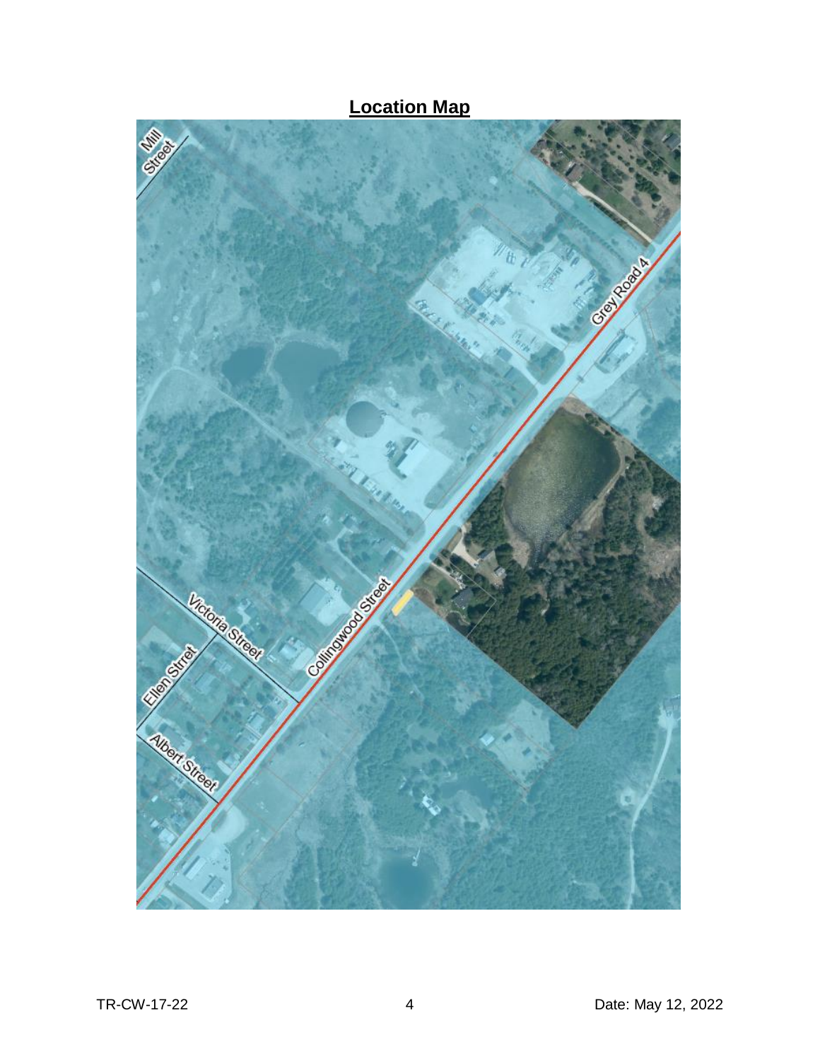## Location Map

Mill Street

Grey Road 4

Victoria Street

Collingwood Street

Ellen Strret

Albert Street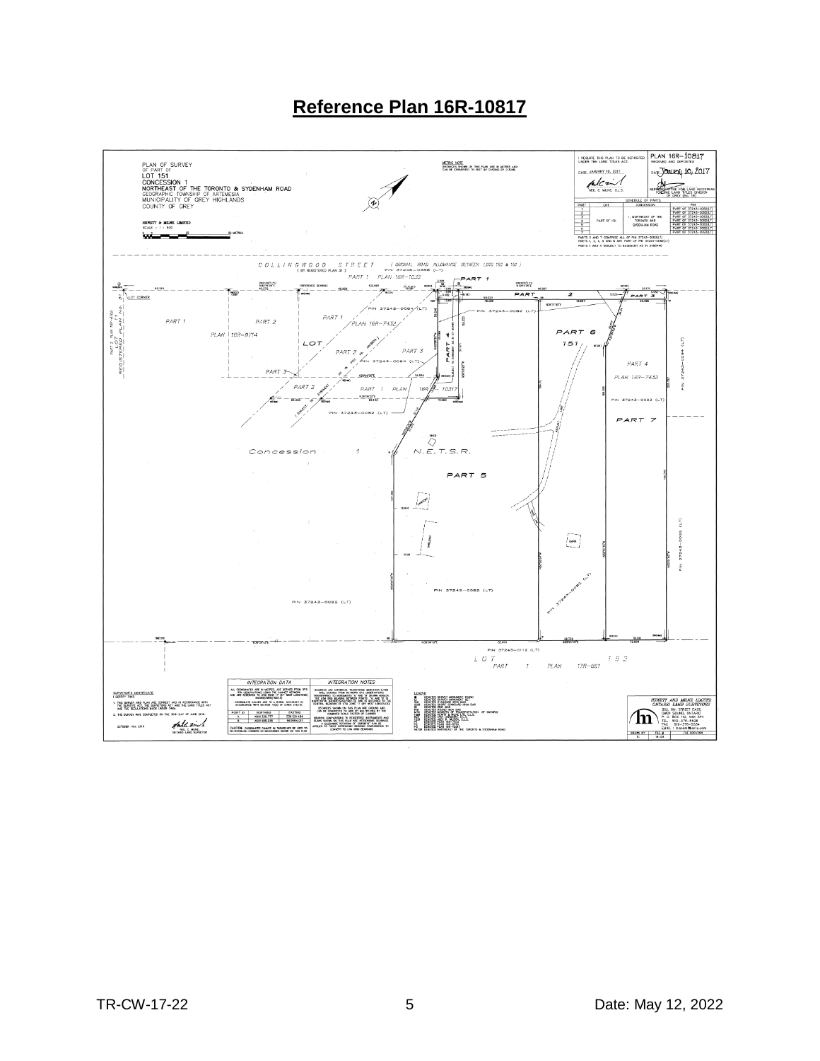# Reference Plan 16R-10817

PLAN OF SURVEY
OF PART OF
LOT 151
CONCESSION 1
NORTHEAST OF THE TORONTO & SYDENHAM ROAD
GEOGRAPHIC TOWNSHIP OF ARTEMESIA
MUNICIPALITY OF GREY HIGHLANDS
COUNTY OF GREY

HEWITT & MILNE LIMITED
SCALE = 1 : 500

METRIC NOTE
DISTANCES SHOWN ON THIS PLAN ARE IN METRES AND CAN BE CONVERTED TO FEET BY DIVIDING BY 0.3048

I REQUIRE THIS PLAN TO BE DEPOSITED UNDER THE LAND TITLES ACT.

DATE JANUARY 10, 2017

NEIL C. MILNE O.L.S.

PLAN 16R-10817
RECEIVED AND DEPOSITED
DATE January 10, 2017

REPRESENTATIVE FOR LAND REGISTRAR FOR THE LAND TITLES DIVISION OF GREY (No. 16)

SCHEDULE OF PARTS

| PART | LOT | CONCESSION | PIN |
|---|---|---|---|
| 1 | PART OF 151 | 1, NORTHEAST OF THE TORONTO AND SYDENHAM ROAD | PART OF 37243-0082(LT) |
| 2 | | | PART OF 37243-0082(LT) |
| 3 | | | PART OF 37243-0082(LT) |
| 4 | | | PART OF 37243-0082(LT) |
| 5 | | | PART OF 37243-0082(LT) |
| 6 | | | PART OF 37243-0082(LT) |
| 7 | | | PART OF 37243-0082(LT) |

PARTS 5 AND 7 COMPRISE ALL OF PIN 37243-0093(LT)
PARTS 1, 2, 4, 6 AND 6 ARE PART OF PIN 37243-0082(LT)
PARTS 1 AND 4 SUBJECT TO EASEMENT AS IN GY90440

COLLINGWOOD STREET (BY REGISTERED PLAN 31) (ORIGINAL ROAD ALLOWANCE BETWEEN LOTS 150 & 151)

SURVEYOR'S CERTIFICATE
I CERTIFY THAT:
1. THIS SURVEY AND PLAN ARE CORRECT AND IN ACCORDANCE WITH THE SURVEYS ACT, THE SURVEYORS ACT AND THE LAND TITLES ACT AND THE REGULATIONS MADE UNDER THEM.
2. THE SURVEY WAS COMPLETED ON THE 30th DAY OF JUNE 2016.

OCTOBER 14th, 2016 — NEIL C. MILNE, ONTARIO LAND SURVEYOR

INTEGRATION DATA

| POINT ID | NORTHING | EASTING |
|---|---|---|
| A | 4901330.777 | 536155.484 |
| B | 4901405.828 | 536068.071 |

HEWITT AND MILNE LIMITED
ONTARIO LAND SURVEYORS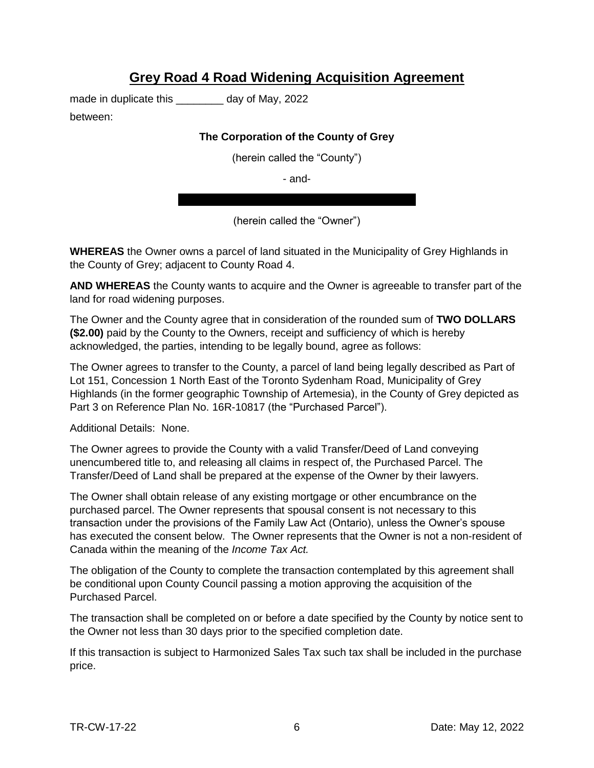# Grey Road 4 Road Widening Acquisition Agreement

made in duplicate this ________ day of May, 2022

between:

**The Corporation of the County of Grey**

(herein called the "County")

- and-

(herein called the "Owner")

**WHEREAS** the Owner owns a parcel of land situated in the Municipality of Grey Highlands in the County of Grey; adjacent to County Road 4.

**AND WHEREAS** the County wants to acquire and the Owner is agreeable to transfer part of the land for road widening purposes.

The Owner and the County agree that in consideration of the rounded sum of **TWO DOLLARS ($2.00)** paid by the County to the Owners, receipt and sufficiency of which is hereby acknowledged, the parties, intending to be legally bound, agree as follows:

The Owner agrees to transfer to the County, a parcel of land being legally described as Part of Lot 151, Concession 1 North East of the Toronto Sydenham Road, Municipality of Grey Highlands (in the former geographic Township of Artemesia), in the County of Grey depicted as Part 3 on Reference Plan No. 16R-10817 (the "Purchased Parcel").

Additional Details: None.

The Owner agrees to provide the County with a valid Transfer/Deed of Land conveying unencumbered title to, and releasing all claims in respect of, the Purchased Parcel. The Transfer/Deed of Land shall be prepared at the expense of the Owner by their lawyers.

The Owner shall obtain release of any existing mortgage or other encumbrance on the purchased parcel. The Owner represents that spousal consent is not necessary to this transaction under the provisions of the Family Law Act (Ontario), unless the Owner's spouse has executed the consent below. The Owner represents that the Owner is not a non-resident of Canada within the meaning of the *Income Tax Act.*

The obligation of the County to complete the transaction contemplated by this agreement shall be conditional upon County Council passing a motion approving the acquisition of the Purchased Parcel.

The transaction shall be completed on or before a date specified by the County by notice sent to the Owner not less than 30 days prior to the specified completion date.

If this transaction is subject to Harmonized Sales Tax such tax shall be included in the purchase price.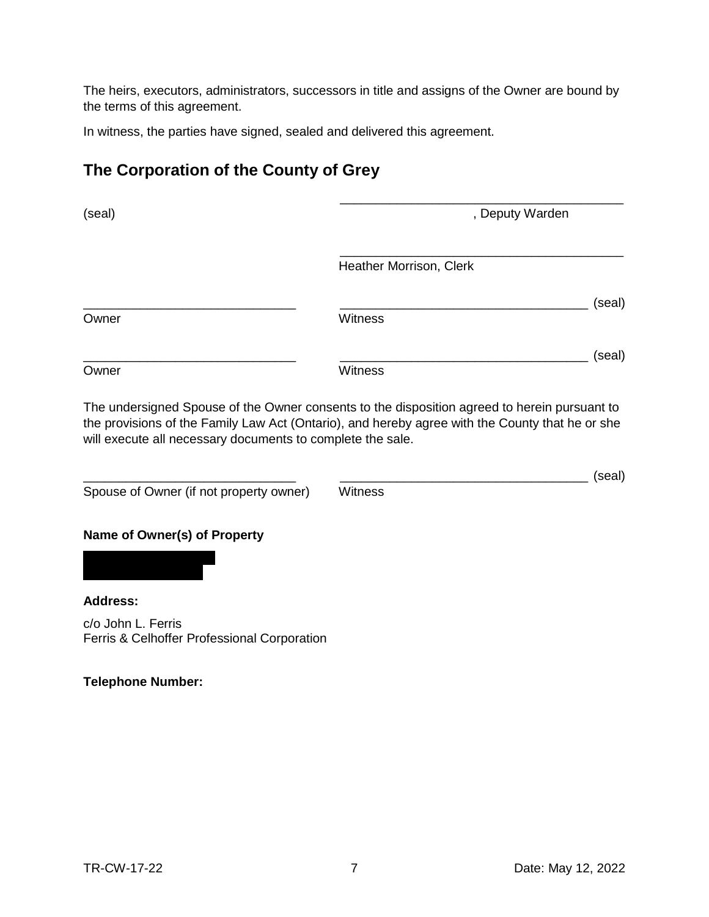The heirs, executors, administrators, successors in title and assigns of the Owner are bound by the terms of this agreement.

In witness, the parties have signed, sealed and delivered this agreement.

## The Corporation of the County of Grey

(seal)

\_\_\_\_\_\_\_\_\_\_\_\_\_\_\_\_\_\_\_\_\_\_\_\_\_\_\_\_\_\_\_\_\_\_\_\_\_\_\_\_
, Deputy Warden

\_\_\_\_\_\_\_\_\_\_\_\_\_\_\_\_\_\_\_\_\_\_\_\_\_\_\_\_\_\_\_\_\_\_\_\_\_\_\_\_
Heather Morrison, Clerk

| | |
|---|---|
| \_\_\_\_\_\_\_\_\_\_\_\_\_\_\_\_\_\_\_\_\_\_\_\_\_\_\_\_ | \_\_\_\_\_\_\_\_\_\_\_\_\_\_\_\_\_\_\_\_\_\_\_\_\_\_\_\_\_\_\_\_\_\_ (seal) |
| Owner | Witness |
| \_\_\_\_\_\_\_\_\_\_\_\_\_\_\_\_\_\_\_\_\_\_\_\_\_\_\_\_ | \_\_\_\_\_\_\_\_\_\_\_\_\_\_\_\_\_\_\_\_\_\_\_\_\_\_\_\_\_\_\_\_\_\_ (seal) |
| Owner | Witness |

The undersigned Spouse of the Owner consents to the disposition agreed to herein pursuant to the provisions of the Family Law Act (Ontario), and hereby agree with the County that he or she will execute all necessary documents to complete the sale.

| | |
|---|---|
| \_\_\_\_\_\_\_\_\_\_\_\_\_\_\_\_\_\_\_\_\_\_\_\_\_\_\_\_ | \_\_\_\_\_\_\_\_\_\_\_\_\_\_\_\_\_\_\_\_\_\_\_\_\_\_\_\_\_\_\_\_\_\_ (seal) |
| Spouse of Owner (if not property owner) | Witness |

**Name of Owner(s) of Property**

[REDACTED]

**Address:**

c/o John L. Ferris
Ferris & Celhoffer Professional Corporation

**Telephone Number:**

TR-CW-17-22 Date: May 12, 2022